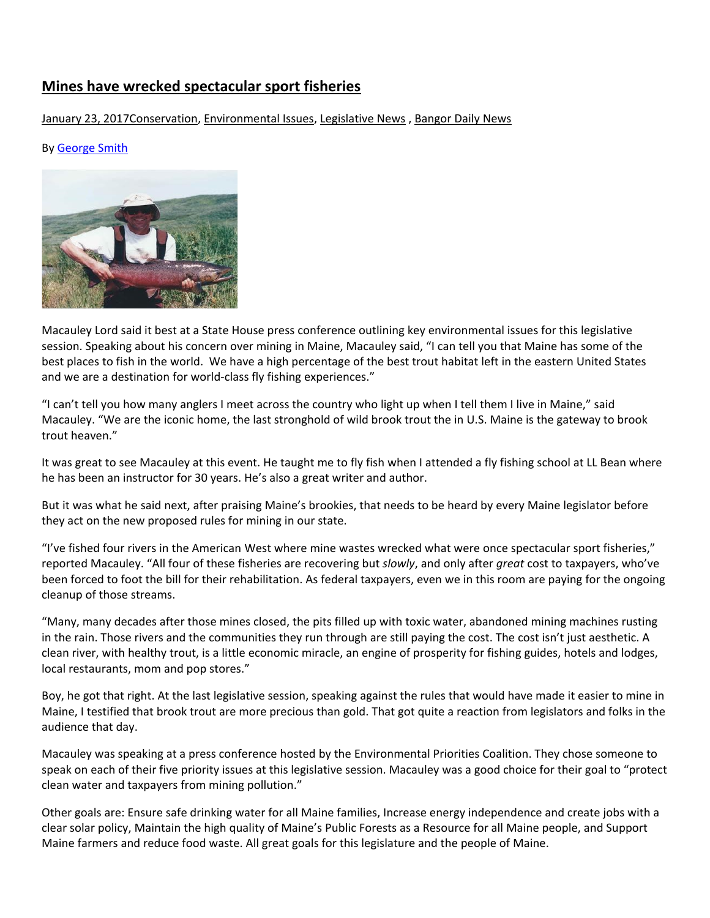# Mines have wrecked spectacular sport fisheries

January 23, 2017Conservation, Environmental Issues, Legislative News , Bangor Daily News

By George Smith

Macauley Lord said it best at a State House press conference outlining key environmental issues for this legislative session. Speaking about his concern over mining in Maine, Macauley said, "I can tell you that Maine has some of the best places to fish in the world. We have a high percentage of the best trout habitat left in the eastern United States and we are a destination for world-class fly fishing experiences."

"I can't tell you how many anglers I meet across the country who light up when I tell them I live in Maine," said Macauley. "We are the iconic home, the last stronghold of wild brook trout the in U.S. Maine is the gateway to brook trout heaven."

It was great to see Macauley at this event. He taught me to fly fish when I attended a fly fishing school at LL Bean where he has been an instructor for 30 years. He's also a great writer and author.

But it was what he said next, after praising Maine's brookies, that needs to be heard by every Maine legislator before they act on the new proposed rules for mining in our state.

"I've fished four rivers in the American West where mine wastes wrecked what were once spectacular sport fisheries," reported Macauley. "All four of these fisheries are recovering but *slowly*, and only after *great* cost to taxpayers, who've been forced to foot the bill for their rehabilitation. As federal taxpayers, even we in this room are paying for the ongoing cleanup of those streams.

"Many, many decades after those mines closed, the pits filled up with toxic water, abandoned mining machines rusting in the rain. Those rivers and the communities they run through are still paying the cost. The cost isn't just aesthetic. A clean river, with healthy trout, is a little economic miracle, an engine of prosperity for fishing guides, hotels and lodges, local restaurants, mom and pop stores."

Boy, he got that right. At the last legislative session, speaking against the rules that would have made it easier to mine in Maine, I testified that brook trout are more precious than gold. That got quite a reaction from legislators and folks in the audience that day.

Macauley was speaking at a press conference hosted by the Environmental Priorities Coalition. They chose someone to speak on each of their five priority issues at this legislative session. Macauley was a good choice for their goal to "protect clean water and taxpayers from mining pollution."

Other goals are: Ensure safe drinking water for all Maine families, Increase energy independence and create jobs with a clear solar policy, Maintain the high quality of Maine's Public Forests as a Resource for all Maine people, and Support Maine farmers and reduce food waste. All great goals for this legislature and the people of Maine.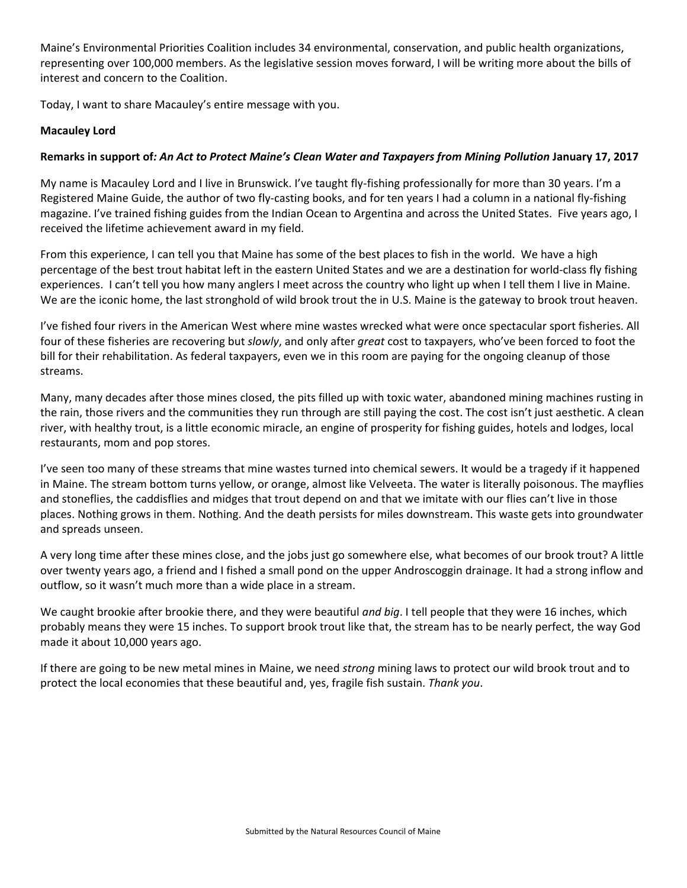Maine's Environmental Priorities Coalition includes 34 environmental, conservation, and public health organizations, representing over 100,000 members. As the legislative session moves forward, I will be writing more about the bills of interest and concern to the Coalition.

Today, I want to share Macauley's entire message with you.

**Macauley Lord**

**Remarks in support of*: An Act to Protect Maine's Clean Water and Taxpayers from Mining Pollution* January 17, 2017**

My name is Macauley Lord and I live in Brunswick. I've taught fly-fishing professionally for more than 30 years. I'm a Registered Maine Guide, the author of two fly-casting books, and for ten years I had a column in a national fly-fishing magazine. I've trained fishing guides from the Indian Ocean to Argentina and across the United States. Five years ago, I received the lifetime achievement award in my field.

From this experience, I can tell you that Maine has some of the best places to fish in the world. We have a high percentage of the best trout habitat left in the eastern United States and we are a destination for world-class fly fishing experiences. I can't tell you how many anglers I meet across the country who light up when I tell them I live in Maine. We are the iconic home, the last stronghold of wild brook trout the in U.S. Maine is the gateway to brook trout heaven.

I've fished four rivers in the American West where mine wastes wrecked what were once spectacular sport fisheries. All four of these fisheries are recovering but *slowly*, and only after *great* cost to taxpayers, who've been forced to foot the bill for their rehabilitation. As federal taxpayers, even we in this room are paying for the ongoing cleanup of those streams.

Many, many decades after those mines closed, the pits filled up with toxic water, abandoned mining machines rusting in the rain, those rivers and the communities they run through are still paying the cost. The cost isn't just aesthetic. A clean river, with healthy trout, is a little economic miracle, an engine of prosperity for fishing guides, hotels and lodges, local restaurants, mom and pop stores.

I've seen too many of these streams that mine wastes turned into chemical sewers. It would be a tragedy if it happened in Maine. The stream bottom turns yellow, or orange, almost like Velveeta. The water is literally poisonous. The mayflies and stoneflies, the caddisflies and midges that trout depend on and that we imitate with our flies can't live in those places. Nothing grows in them. Nothing. And the death persists for miles downstream. This waste gets into groundwater and spreads unseen.

A very long time after these mines close, and the jobs just go somewhere else, what becomes of our brook trout? A little over twenty years ago, a friend and I fished a small pond on the upper Androscoggin drainage. It had a strong inflow and outflow, so it wasn't much more than a wide place in a stream.

We caught brookie after brookie there, and they were beautiful *and big*. I tell people that they were 16 inches, which probably means they were 15 inches. To support brook trout like that, the stream has to be nearly perfect, the way God made it about 10,000 years ago.

If there are going to be new metal mines in Maine, we need *strong* mining laws to protect our wild brook trout and to protect the local economies that these beautiful and, yes, fragile fish sustain. *Thank you*.

Submitted by the Natural Resources Council of Maine